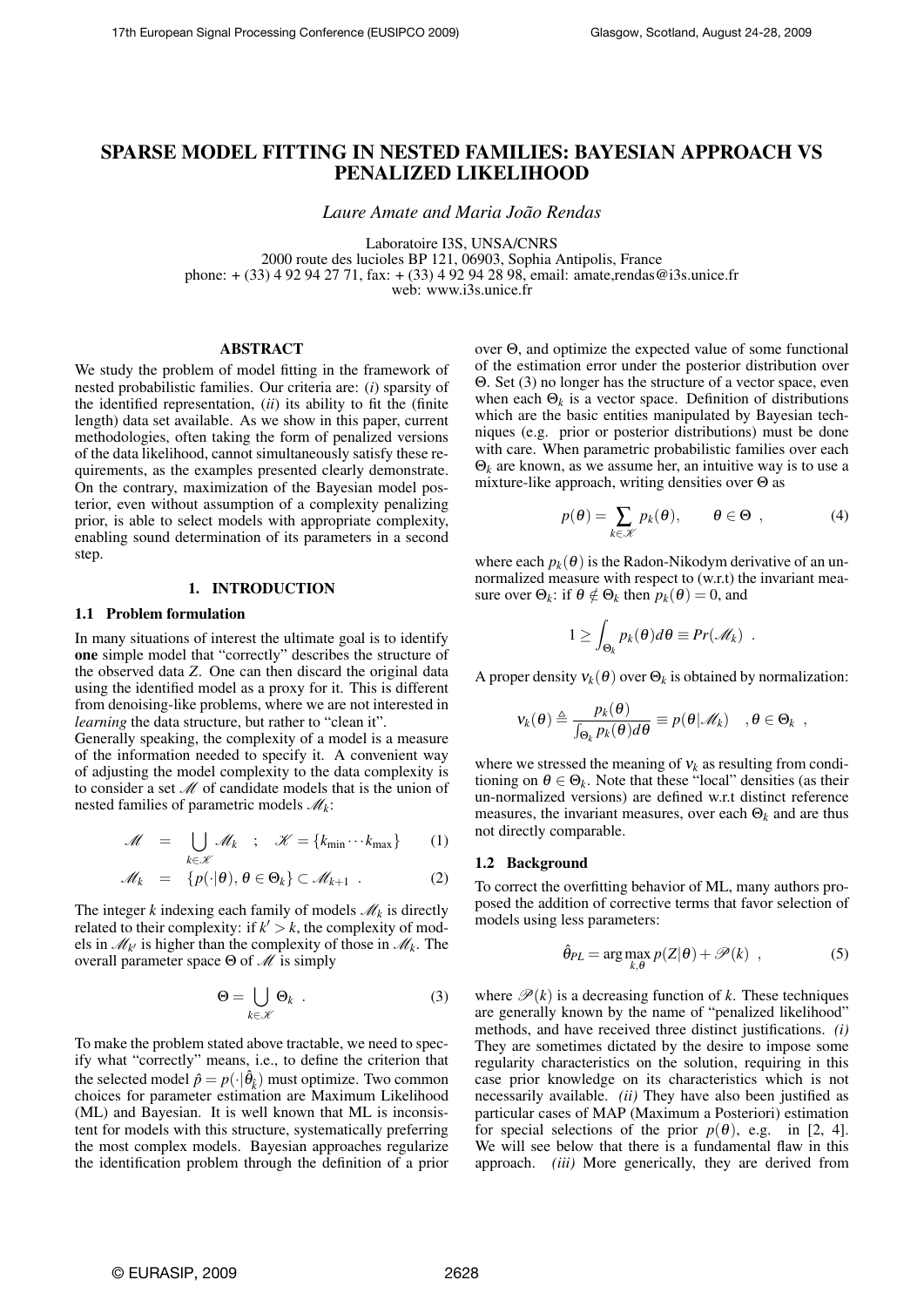# SPARSE MODEL FITTING IN NESTED FAMILIES: BAYESIAN APPROACH VS PENALIZED LIKELIHOOD

*Laure Amate and Maria João Rendas*

Laboratoire I3S, UNSA/CNRS
2000 route des lucioles BP 121, 06903, Sophia Antipolis, France
phone: + (33) 4 92 94 27 71, fax: + (33) 4 92 94 28 98, email: amate,rendas@i3s.unice.fr
web: www.i3s.unice.fr

## ABSTRACT

We study the problem of model fitting in the framework of nested probabilistic families. Our criteria are: (*i*) sparsity of the identified representation, (*ii*) its ability to fit the (finite length) data set available. As we show in this paper, current methodologies, often taking the form of penalized versions of the data likelihood, cannot simultaneously satisfy these requirements, as the examples presented clearly demonstrate. On the contrary, maximization of the Bayesian model posterior, even without assumption of a complexity penalizing prior, is able to select models with appropriate complexity, enabling sound determination of its parameters in a second step.

## 1. INTRODUCTION

### 1.1 Problem formulation

In many situations of interest the ultimate goal is to identify **one** simple model that "correctly" describes the structure of the observed data $Z$. One can then discard the original data using the identified model as a proxy for it. This is different from denoising-like problems, where we are not interested in *learning* the data structure, but rather to "clean it".

Generally speaking, the complexity of a model is a measure of the information needed to specify it. A convenient way of adjusting the model complexity to the data complexity is to consider a set $\mathscr{M}$ of candidate models that is the union of nested families of parametric models $\mathscr{M}_k$:

$$\mathscr{M} = \bigcup_{k\in\mathscr{K}} \mathscr{M}_k \quad ; \quad \mathscr{K} = \{k_{\min}\cdots k_{\max}\} \tag{1}$$

$$\mathscr{M}_k = \{p(\cdot|\theta),\, \theta \in \Theta_k\} \subset \mathscr{M}_{k+1} \ . \tag{2}$$

The integer $k$ indexing each family of models $\mathscr{M}_k$ is directly related to their complexity: if $k' > k$, the complexity of models in $\mathscr{M}_{k'}$ is higher than the complexity of those in $\mathscr{M}_k$. The overall parameter space $\Theta$ of $\mathscr{M}$ is simply

$$\Theta = \bigcup_{k\in\mathscr{K}} \Theta_k \ . \tag{3}$$

To make the problem stated above tractable, we need to specify what "correctly" means, i.e., to define the criterion that the selected model $\hat{p} = p(\cdot|\hat{\theta}_{\hat{k}})$ must optimize. Two common choices for parameter estimation are Maximum Likelihood (ML) and Bayesian. It is well known that ML is inconsistent for models with this structure, systematically preferring the most complex models. Bayesian approaches regularize the identification problem through the definition of a prior over $\Theta$, and optimize the expected value of some functional of the estimation error under the posterior distribution over $\Theta$. Set (3) no longer has the structure of a vector space, even when each $\Theta_k$ is a vector space. Definition of distributions which are the basic entities manipulated by Bayesian techniques (e.g. prior or posterior distributions) must be done with care. When parametric probabilistic families over each $\Theta_k$ are known, as we assume her, an intuitive way is to use a mixture-like approach, writing densities over $\Theta$ as

$$p(\theta) = \sum_{k\in\mathscr{K}} p_k(\theta), \qquad \theta \in \Theta \ , \tag{4}$$

where each $p_k(\theta)$ is the Radon-Nikodym derivative of an un-normalized measure with respect to (w.r.t) the invariant measure over $\Theta_k$: if $\theta \notin \Theta_k$ then $p_k(\theta) = 0$, and

$$1 \geq \int_{\Theta_k} p_k(\theta)d\theta \equiv Pr(\mathscr{M}_k) \ .$$

A proper density $\nu_k(\theta)$ over $\Theta_k$ is obtained by normalization:

$$\nu_k(\theta) \triangleq \frac{p_k(\theta)}{\int_{\Theta_k} p_k(\theta)d\theta} \equiv p(\theta|\mathscr{M}_k) \quad , \theta \in \Theta_k \ ,$$

where we stressed the meaning of $\nu_k$ as resulting from conditioning on $\theta \in \Theta_k$. Note that these "local" densities (as their un-normalized versions) are defined w.r.t distinct reference measures, the invariant measures, over each $\Theta_k$ and are thus not directly comparable.

### 1.2 Background

To correct the overfitting behavior of ML, many authors proposed the addition of corrective terms that favor selection of models using less parameters:

$$\hat{\theta}_{PL} = \arg\max_{k,\theta} p(Z|\theta) + \mathscr{P}(k) \ , \tag{5}$$

where $\mathscr{P}(k)$ is a decreasing function of $k$. These techniques are generally known by the name of "penalized likelihood" methods, and have received three distinct justifications. *(i)* They are sometimes dictated by the desire to impose some regularity characteristics on the solution, requiring in this case prior knowledge on its characteristics which is not necessarily available. *(ii)* They have also been justified as particular cases of MAP (Maximum a Posteriori) estimation for special selections of the prior $p(\theta)$, e.g. in [2, 4]. We will see below that there is a fundamental flaw in this approach. *(iii)* More generically, they are derived from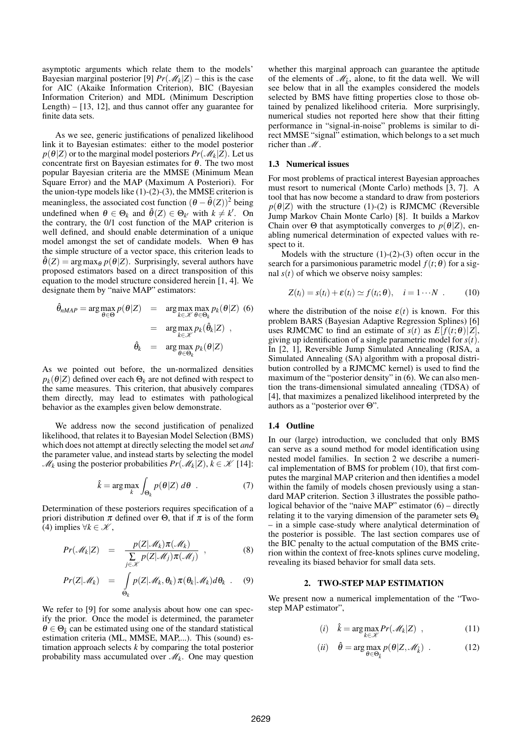asymptotic arguments which relate them to the models' Bayesian marginal posterior [9] $Pr(\mathscr{M}_k|Z)$ – this is the case for AIC (Akaike Information Criterion), BIC (Bayesian Information Criterion) and MDL (Minimum Description Length) – [13, 12], and thus cannot offer any guarantee for finite data sets.

As we see, generic justifications of penalized likelihood link it to Bayesian estimates: either to the model posterior $p(\theta|Z)$ or to the marginal model posteriors $Pr(\mathscr{M}_k|Z)$. Let us concentrate first on Bayesian estimates for $\theta$. The two most popular Bayesian criteria are the MMSE (Minimum Mean Square Error) and the MAP (Maximum A Posteriori). For the union-type models like (1)-(2)-(3), the MMSE criterion is meaningless, the associated cost function $(\theta - \hat{\theta}(Z))^2$ being undefined when $\theta \in \Theta_k$ and $\hat{\theta}(Z) \in \Theta_{k'}$ with $k \neq k'$. On the contrary, the 0/1 cost function of the MAP criterion is well defined, and should enable determination of a unique model amongst the set of candidate models. When $\Theta$ has the simple structure of a vector space, this criterion leads to $\hat{\theta}(Z) = \arg\max_\theta p(\theta|Z)$. Surprisingly, several authors have proposed estimators based on a direct transposition of this equation to the model structure considered herein [1, 4]. We designate them by "naive MAP" estimators:

$$
\begin{aligned}
\hat{\theta}_{nMAP} = \arg\max_{\theta \in \Theta} p(\theta|Z) &= \arg\max_{k \in \mathscr{K}} \max_{\theta \in \Theta_k} p_k(\theta|Z) \quad (6)\\
&= \arg\max_{k \in \mathscr{K}} p_k(\hat{\theta}_k|Z) \ , \\
\hat{\theta}_k &= \arg\max_{\theta \in \Theta_k} p_k(\theta|Z)
\end{aligned}
$$

As we pointed out before, the un-normalized densities $p_k(\theta|Z)$ defined over each $\Theta_k$ are not defined with respect to the same measures. This criterion, that abusively compares them directly, may lead to estimates with pathological behavior as the examples given below demonstrate.

We address now the second justification of penalized likelihood, that relates it to Bayesian Model Selection (BMS) which does not attempt at directly selecting the model set *and* the parameter value, and instead starts by selecting the model $\mathscr{M}_k$ using the posterior probabilities $Pr(\mathscr{M}_k|Z), k \in \mathscr{K}$ [14]:

$$
\hat{k} = \arg\max_k \int_{\Theta_k} p(\theta|Z)\, d\theta \ . \qquad (7)
$$

Determination of these posteriors requires specification of a priori distribution $\pi$ defined over $\Theta$, that if $\pi$ is of the form (4) implies $\forall k \in \mathscr{K}$,

$$
Pr(\mathscr{M}_k|Z) = \frac{p(Z|\mathscr{M}_k)\pi(\mathscr{M}_k)}{\sum\limits_{j \in \mathscr{K}} p(Z|\mathscr{M}_j)\pi(\mathscr{M}_j)} \ , \qquad (8)
$$

$$
Pr(Z|\mathscr{M}_k) = \int\limits_{\Theta_k} p(Z|\mathscr{M}_k, \theta_k)\, \pi(\theta_k|\mathscr{M}_k) d\theta_k \ . \qquad (9)
$$

We refer to [9] for some analysis about how one can specify the prior. Once the model is determined, the parameter $\theta \in \Theta_{\hat{k}}$ can be estimated using one of the standard statistical estimation criteria (ML, MMSE, MAP,...). This (sound) estimation approach selects $k$ by comparing the total posterior probability mass accumulated over $\mathscr{M}_k$. One may question whether this marginal approach can guarantee the aptitude of the elements of $\mathscr{M}_{\hat{k}}$, alone, to fit the data well. We will see below that in all the examples considered the models selected by BMS have fitting properties close to those obtained by penalized likelihood criteria. More surprisingly, numerical studies not reported here show that their fitting performance in "signal-in-noise" problems is similar to direct MMSE "signal" estimation, which belongs to a set much richer than $\mathscr{M}$.

### 1.3 Numerical issues

For most problems of practical interest Bayesian approaches must resort to numerical (Monte Carlo) methods [3, 7]. A tool that has now become a standard to draw from posteriors $p(\theta|Z)$ with the structure (1)-(2) is RJMCMC (Reversible Jump Markov Chain Monte Carlo) [8]. It builds a Markov Chain over $\Theta$ that asymptotically converges to $p(\theta|Z)$, enabling numerical determination of expected values with respect to it.

Models with the structure (1)-(2)-(3) often occur in the search for a parsimonious parametric model $f(t;\theta)$ for a signal $s(t)$ of which we observe noisy samples:

$$
Z(t_i) = s(t_i) + \varepsilon(t_i) \simeq f(t_i;\theta), \quad i = 1 \cdots N \ . \qquad (10)
$$

where the distribution of the noise $\varepsilon(t)$ is known. For this problem BARS (Bayesian Adaptive Regression Splines) [6] uses RJMCMC to find an estimate of $s(t)$ as $E[f(t;\theta)|Z]$, giving up identification of a single parametric model for $s(t)$. In [2, 1], Reversible Jump Simulated Annealing (RJSA, a Simulated Annealing (SA) algorithm with a proposal distribution controlled by a RJMCMC kernel) is used to find the maximum of the "posterior density" in (6). We can also mention the trans-dimensional simulated annealing (TDSA) of [4], that maximizes a penalized likelihood interpreted by the authors as a "posterior over $\Theta$".

### 1.4 Outline

In our (large) introduction, we concluded that only BMS can serve as a sound method for model identification using nested model families. In section 2 we describe a numerical implementation of BMS for problem (10), that first computes the marginal MAP criterion and then identifies a model within the family of models chosen previously using a standard MAP criterion. Section 3 illustrates the possible pathological behavior of the "naive MAP" estimator (6) – directly relating it to the varying dimension of the parameter sets $\Theta_k$ – in a simple case-study where analytical determination of the posterior is possible. The last section compares use of the BIC penalty to the actual computation of the BMS criterion within the context of free-knots splines curve modeling, revealing its biased behavior for small data sets.

## 2. TWO-STEP MAP ESTIMATION

We present now a numerical implementation of the "Two-step MAP estimator",

$$
(i) \quad \hat{k} = \arg\max_{k \in \mathscr{K}} Pr(\mathscr{M}_k|Z) \ , \qquad (11)
$$

$$
(ii) \quad \hat{\theta} = \arg\max_{\theta \in \Theta_{\hat{k}}} p(\theta|Z, \mathscr{M}_{\hat{k}}) \ . \qquad (12)
$$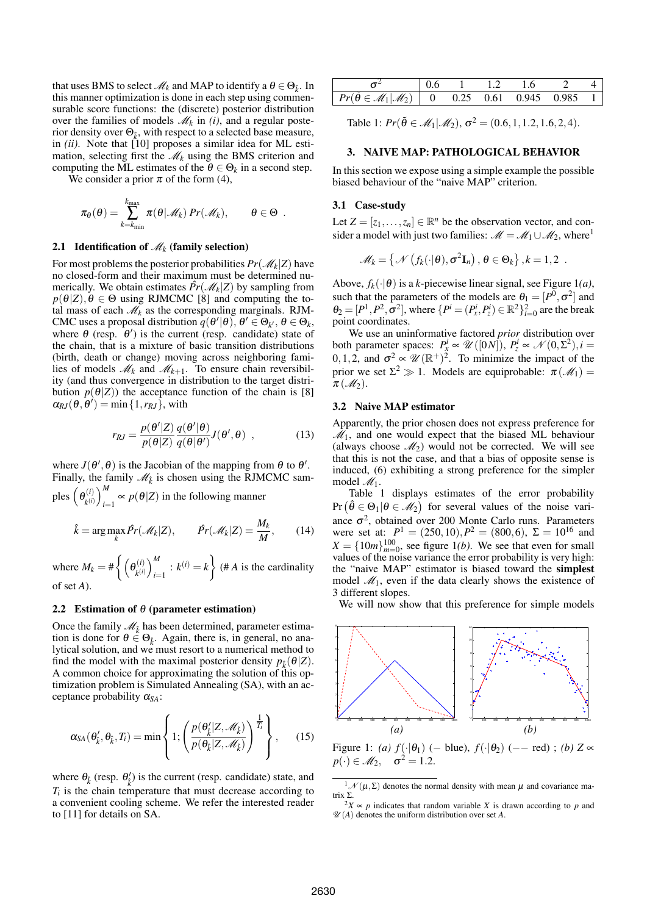that uses BMS to select $\mathscr{M}_k$ and MAP to identify a $\theta \in \Theta_{\hat{k}}$. In this manner optimization is done in each step using commensurable score functions: the (discrete) posterior distribution over the families of models $\mathscr{M}_k$ in *(i)*, and a regular posterior density over $\Theta_{\hat{k}}$, with respect to a selected base measure, in *(ii)*. Note that [10] proposes a similar idea for ML estimation, selecting first the $\mathscr{M}_k$ using the BMS criterion and computing the ML estimates of the $\theta \in \Theta_k$ in a second step.

We consider a prior $\pi$ of the form (4),

$$\pi_\theta(\theta) = \sum_{k=k_{\min}}^{k_{\max}} \pi(\theta|\mathscr{M}_k)\, Pr(\mathscr{M}_k), \qquad \theta \in \Theta \ .$$

### 2.1 Identification of $\mathscr{M}_k$ (family selection)

For most problems the posterior probabilities $Pr(\mathscr{M}_k|Z)$ have no closed-form and their maximum must be determined numerically. We obtain estimates $\hat{Pr}(\mathscr{M}_k|Z)$ by sampling from $p(\theta|Z), \theta \in \Theta$ using RJMCMC [8] and computing the total mass of each $\mathscr{M}_k$ as the corresponding marginals. RJMCMC uses a proposal distribution $q(\theta'|\theta)$, $\theta' \in \Theta_{k'}$, $\theta \in \Theta_k$, where $\theta$ (resp. $\theta'$) is the current (resp. candidate) state of the chain, that is a mixture of basic transition distributions (birth, death or change) moving across neighboring families of models $\mathscr{M}_k$ and $\mathscr{M}_{k+1}$. To ensure chain reversibility (and thus convergence in distribution to the target distribution $p(\theta|Z)$) the acceptance function of the chain is [8] $\alpha_{RJ}(\theta,\theta') = \min\{1, r_{RJ}\}$, with

$$r_{RJ} = \frac{p(\theta'|Z)}{p(\theta|Z)}\frac{q(\theta'|\theta)}{q(\theta|\theta')}J(\theta',\theta) \ , \tag{13}$$

where $J(\theta',\theta)$ is the Jacobian of the mapping from $\theta$ to $\theta'$. Finally, the family $\mathscr{M}_{\hat{k}}$ is chosen using the RJMCMC samples $\left(\theta^{(i)}_{k^{(i)}}\right)_{i=1}^{M} \propto p(\theta|Z)$ in the following manner

$$\hat{k} = \arg\max_k \hat{Pr}(\mathscr{M}_k|Z), \qquad \hat{Pr}(\mathscr{M}_k|Z) = \frac{M_k}{M}, \tag{14}$$

where $M_k = \#\left\{ \left(\theta^{(i)}_{k^{(i)}}\right)_{i=1}^{M} : k^{(i)} = k \right\}$ ($\# A$ is the cardinality of set $A$).

### 2.2 Estimation of $\theta$ (parameter estimation)

Once the family $\mathscr{M}_{\hat{k}}$ has been determined, parameter estimation is done for $\theta \in \Theta_{\hat{k}}$. Again, there is, in general, no analytical solution, and we must resort to a numerical method to find the model with the maximal posterior density $p_{\hat{k}}(\theta|Z)$. A common choice for approximating the solution of this optimization problem is Simulated Annealing (SA), with an acceptance probability $\alpha_{SA}$:

$$\alpha_{SA}(\theta'_{\hat{k}}, \theta_{\hat{k}}, T_i) = \min\left\{ 1; \left( \frac{p(\theta'_{\hat{k}}|Z, \mathscr{M}_{\hat{k}})}{p(\theta_{\hat{k}}|Z, \mathscr{M}_{\hat{k}})} \right)^{\frac{1}{T_i}} \right\}, \tag{15}$$

where $\theta_{\hat{k}}$ (resp. $\theta'_{\hat{k}}$) is the current (resp. candidate) state, and $T_i$ is the chain temperature that must decrease according to a convenient cooling scheme. We refer the interested reader to [11] for details on SA.

| $\sigma^2$ | 0.6 | 1 | 1.2 | 1.6 | 2 | 4 |
|---|---|---|---|---|---|---|
| $Pr(\tilde{\theta} \in \mathscr{M}_1 \vert \mathscr{M}_2)$ | 0 | 0.25 | 0.61 | 0.945 | 0.985 | 1 |

Table 1: $Pr(\tilde{\theta} \in \mathscr{M}_1|\mathscr{M}_2)$, $\sigma^2 = (0.6, 1, 1.2, 1.6, 2, 4)$.

## 3. NAIVE MAP: PATHOLOGICAL BEHAVIOR

In this section we expose using a simple example the possible biased behaviour of the "naive MAP" criterion.

### 3.1 Case-study

Let $Z = [z_1, \ldots, z_n] \in \mathbb{R}^n$ be the observation vector, and consider a model with just two families: $\mathscr{M} = \mathscr{M}_1 \cup \mathscr{M}_2$, where[1]

$$\mathscr{M}_k = \left\{ \mathscr{N}\left(f_k(\cdot|\theta), \sigma^2 \mathbf{I}_n\right), \theta \in \Theta_k \right\}, k = 1, 2 \ .$$

Above, $f_k(\cdot|\theta)$ is a $k$-piecewise linear signal, see Figure 1*(a)*, such that the parameters of the models are $\theta_1 = [P^0, \sigma^2]$ and $\theta_2 = [P^1, P^2, \sigma^2]$, where $\{P^i = (P^i_x, P^i_z) \in \mathbb{R}^2\}_{i=0}^{2}$ are the break point coordinates.

We use an uninformative factored *prior* distribution over both parameter spaces: $P^i_x \propto \mathscr{U}([0N])$, $P^i_z \propto \mathscr{N}(0, \Sigma^2), i = 0, 1, 2$, and $\sigma^2 \propto \mathscr{U}(\mathbb{R}^+)$[2]. To minimize the impact of the prior we set $\Sigma^2 \gg 1$. Models are equiprobable: $\pi(\mathscr{M}_1) = \pi(\mathscr{M}_2)$.

### 3.2 Naive MAP estimator

Apparently, the prior chosen does not express preference for $\mathscr{M}_1$, and one would expect that the biased ML behaviour (always choose $\mathscr{M}_2$) would not be corrected. We will see that this is not the case, and that a bias of opposite sense is induced, (6) exhibiting a strong preference for the simpler model $\mathscr{M}_1$.

Table 1 displays estimates of the error probability $\Pr\left(\hat{\theta} \in \Theta_1 | \theta \in \mathscr{M}_2\right)$ for several values of the noise variance $\sigma^2$, obtained over 200 Monte Carlo runs. Parameters were set at: $P^1 = (250, 10), P^2 = (800, 6)$, $\Sigma = 10^{16}$ and $X = \{10m\}_{m=0}^{100}$, see figure 1*(b)*. We see that even for small values of the noise variance the error probability is very high: the "naive MAP" estimator is biased toward the **simplest** model $\mathscr{M}_1$, even if the data clearly shows the existence of 3 different slopes.

We will now show that this preference for simple models

Figure 1: *(a)* $f(\cdot|\theta_1)$ (− blue), $f(\cdot|\theta_2)$ (−− red) ; *(b)* $Z \propto p(\cdot) \in \mathscr{M}_2$, $\sigma^2 = 1.2$.

[1] $\mathscr{N}(\mu, \Sigma)$ denotes the normal density with mean $\mu$ and covariance matrix $\Sigma$.

[2] $X \propto p$ indicates that random variable $X$ is drawn according to $p$ and $\mathscr{U}(A)$ denotes the uniform distribution over set $A$.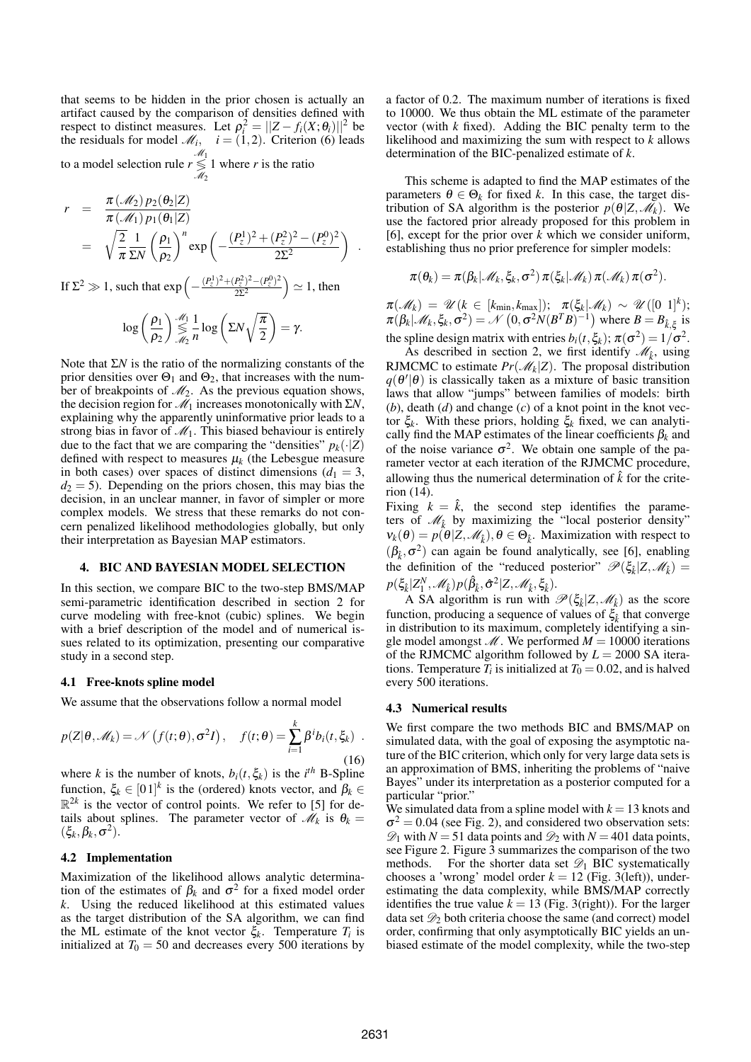that seems to be hidden in the prior chosen is actually an artifact caused by the comparison of densities defined with respect to distinct measures. Let $\rho_i^2 = ||Z - f_i(X;\theta_i)||^2$ be the residuals for model $\mathscr{M}_i$, $i = (1,2)$. Criterion (6) leads to a model selection rule $r \underset{\mathscr{M}_2}{\overset{\mathscr{M}_1}{\lessgtr}} 1$ where $r$ is the ratio

$$
\begin{aligned}
r &= \frac{\pi(\mathscr{M}_2)\, p_2(\theta_2|Z)}{\pi(\mathscr{M}_1)\, p_1(\theta_1|Z)} \\
&= \sqrt{\frac{2}{\pi}} \frac{1}{\Sigma N} \left(\frac{\rho_1}{\rho_2}\right)^n \exp\left(-\frac{(P_z^1)^2 + (P_z^2)^2 - (P_z^0)^2}{2\Sigma^2}\right) .
\end{aligned}
$$

If $\Sigma^2 \gg 1$, such that $\exp\left(-\frac{(P_z^1)^2+(P_z^2)^2-(P_z^0)^2}{2\Sigma^2}\right) \simeq 1$, then

$$
\log\left(\frac{\rho_1}{\rho_2}\right) \underset{\mathscr{M}_2}{\overset{\mathscr{M}_1}{\lessgtr}} \frac{1}{n} \log\left(\Sigma N \sqrt{\frac{\pi}{2}}\right) = \gamma.
$$

Note that $\Sigma N$ is the ratio of the normalizing constants of the prior densities over $\Theta_1$ and $\Theta_2$, that increases with the number of breakpoints of $\mathscr{M}_2$. As the previous equation shows, the decision region for $\mathscr{M}_1$ increases monotonically with $\Sigma N$, explaining why the apparently uninformative prior leads to a strong bias in favor of $\mathscr{M}_1$. This biased behaviour is entirely due to the fact that we are comparing the "densities" $p_k(\cdot|Z)$ defined with respect to measures $\mu_k$ (the Lebesgue measure in both cases) over spaces of distinct dimensions ($d_1 = 3$, $d_2 = 5$). Depending on the priors chosen, this may bias the decision, in an unclear manner, in favor of simpler or more complex models. We stress that these remarks do not concern penalized likelihood methodologies globally, but only their interpretation as Bayesian MAP estimators.

## 4. BIC AND BAYESIAN MODEL SELECTION

In this section, we compare BIC to the two-step BMS/MAP semi-parametric identification described in section 2 for curve modeling with free-knot (cubic) splines. We begin with a brief description of the model and of numerical issues related to its optimization, presenting our comparative study in a second step.

### 4.1 Free-knots spline model

We assume that the observations follow a normal model

$$
p(Z|\theta, \mathscr{M}_k) = \mathscr{N}\left(f(t;\theta), \sigma^2 I\right), \quad f(t;\theta) = \sum_{i=1}^{k} \beta^i b_i(t, \xi_k) \ . \tag{16}
$$

where $k$ is the number of knots, $b_i(t, \xi_k)$ is the $i^{th}$ B-Spline function, $\xi_k \in [0\,1]^k$ is the (ordered) knots vector, and $\beta_k \in \mathbb{R}^{2k}$ is the vector of control points. We refer to [5] for details about splines. The parameter vector of $\mathscr{M}_k$ is $\theta_k = (\xi_k, \beta_k, \sigma^2)$.

### 4.2 Implementation

Maximization of the likelihood allows analytic determination of the estimates of $\beta_k$ and $\sigma^2$ for a fixed model order $k$. Using the reduced likelihood at this estimated values as the target distribution of the SA algorithm, we can find the ML estimate of the knot vector $\xi_k$. Temperature $T_i$ is initialized at $T_0 = 50$ and decreases every 500 iterations by a factor of 0.2. The maximum number of iterations is fixed to 10000. We thus obtain the ML estimate of the parameter vector (with $k$ fixed). Adding the BIC penalty term to the likelihood and maximizing the sum with respect to $k$ allows determination of the BIC-penalized estimate of $k$.

This scheme is adapted to find the MAP estimates of the parameters $\theta \in \Theta_k$ for fixed $k$. In this case, the target distribution of SA algorithm is the posterior $p(\theta|Z, \mathscr{M}_k)$. We use the factored prior already proposed for this problem in [6], except for the prior over $k$ which we consider uniform, establishing thus no prior preference for simpler models:

$$
\pi(\theta_k) = \pi(\beta_k|\mathscr{M}_k, \xi_k, \sigma^2)\, \pi(\xi_k|\mathscr{M}_k)\, \pi(\mathscr{M}_k)\, \pi(\sigma^2).
$$

$\pi(\mathscr{M}_k) = \mathscr{U}(k \in [k_{\min}, k_{\max}])$; $\pi(\xi_k|\mathscr{M}_k) \sim \mathscr{U}([0\ 1]^k)$; $\pi(\beta_k|\mathscr{M}_k, \xi_k, \sigma^2) = \mathscr{N}\left(0, \sigma^2 N (B^T B)^{-1}\right)$ where $B = B_{\hat{k},\xi}$ is the spline design matrix with entries $b_i(t, \xi_k)$; $\pi(\sigma^2) = 1/\sigma^2$.

As described in section 2, we first identify $\mathscr{M}_{\hat{k}}$, using RJMCMC to estimate $Pr(\mathscr{M}_k|Z)$. The proposal distribution $q(\theta'|\theta)$ is classically taken as a mixture of basic transition laws that allow "jumps" between families of models: birth ($b$), death ($d$) and change ($c$) of a knot point in the knot vector $\xi_k$. With these priors, holding $\xi_k$ fixed, we can analytically find the MAP estimates of the linear coefficients $\beta_k$ and of the noise variance $\sigma^2$. We obtain one sample of the parameter vector at each iteration of the RJMCMC procedure, allowing thus the numerical determination of $\hat{k}$ for the criterion (14).

Fixing $k = \hat{k}$, the second step identifies the parameters of $\mathscr{M}_{\hat{k}}$ by maximizing the "local posterior density" $\nu_k(\theta) = p(\theta|Z, \mathscr{M}_{\hat{k}}), \theta \in \Theta_{\hat{k}}$. Maximization with respect to $(\beta_{\hat{k}}, \sigma^2)$ can again be found analytically, see [6], enabling the definition of the "reduced posterior" $\mathscr{P}(\xi_{\hat{k}}|Z, \mathscr{M}_{\hat{k}}) = p(\xi_{\hat{k}}|Z_1^N, \mathscr{M}_{\hat{k}})\, p(\hat{\beta}_{\hat{k}}, \hat{\sigma}^2|Z, \mathscr{M}_{\hat{k}}, \xi_{\hat{k}})$.

A SA algorithm is run with $\mathscr{P}(\xi_{\hat{k}}|Z, \mathscr{M}_{\hat{k}})$ as the score function, producing a sequence of values of $\xi_{\hat{k}}$ that converge in distribution to its maximum, completely identifying a single model amongst $\mathscr{M}$. We performed $M = 10000$ iterations of the RJMCMC algorithm followed by $L = 2000$ SA iterations. Temperature $T_i$ is initialized at $T_0 = 0.02$, and is halved every 500 iterations.

### 4.3 Numerical results

We first compare the two methods BIC and BMS/MAP on simulated data, with the goal of exposing the asymptotic nature of the BIC criterion, which only for very large data sets is an approximation of BMS, inheriting the problems of "naive Bayes" under its interpretation as a posterior computed for a particular "prior."

We simulated data from a spline model with $k = 13$ knots and $\sigma^2 = 0.04$ (see Fig. 2), and considered two observation sets: $\mathscr{D}_1$ with $N = 51$ data points and $\mathscr{D}_2$ with $N = 401$ data points, see Figure 2. Figure 3 summarizes the comparison of the two methods. For the shorter data set $\mathscr{D}_1$ BIC systematically chooses a 'wrong' model order $k = 12$ (Fig. 3(left)), underestimating the data complexity, while BMS/MAP correctly identifies the true value $k = 13$ (Fig. 3(right)). For the larger data set $\mathscr{D}_2$ both criteria choose the same (and correct) model order, confirming that only asymptotically BIC yields an unbiased estimate of the model complexity, while the two-step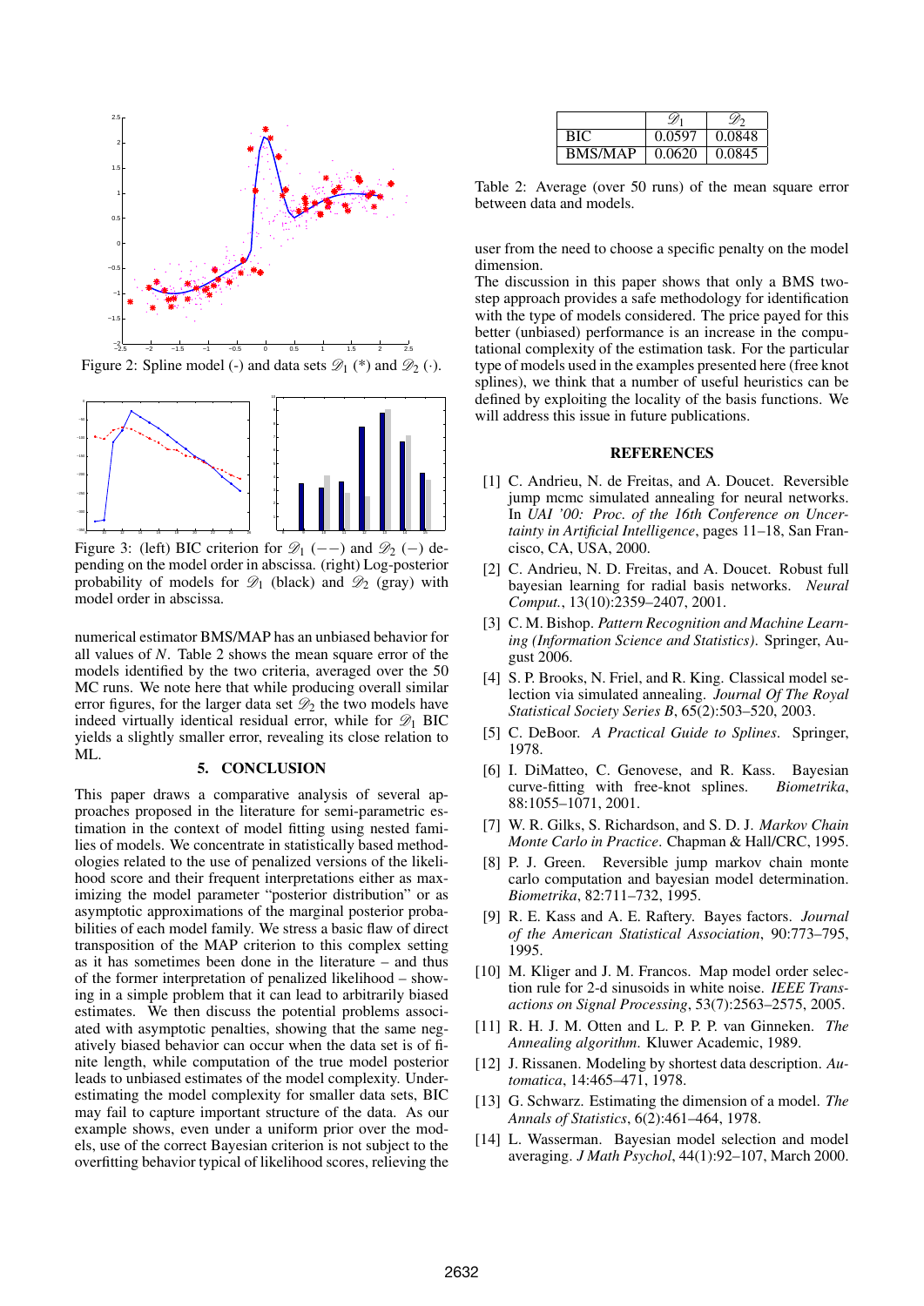2.5
2
1.5
1
0.5
0
−0.5
−1
−1.5
−2
−2.5 −2 −1.5 −1 −0.5 0 0.5 1 1.5 2 2.5

Figure 2: Spline model (-) and data sets $\mathscr{D}_1$ (\*) and $\mathscr{D}_2$ ($\cdot$).

Figure 3: (left) BIC criterion for $\mathscr{D}_1$ ($--$) and $\mathscr{D}_2$ ($-$) depending on the model order in abscissa. (right) Log-posterior probability of models for $\mathscr{D}_1$ (black) and $\mathscr{D}_2$ (gray) with model order in abscissa.

numerical estimator BMS/MAP has an unbiased behavior for all values of $N$. Table 2 shows the mean square error of the models identified by the two criteria, averaged over the 50 MC runs. We note here that while producing overall similar error figures, for the larger data set $\mathscr{D}_2$ the two models have indeed virtually identical residual error, while for $\mathscr{D}_1$ BIC yields a slightly smaller error, revealing its close relation to ML.

## 5. CONCLUSION

This paper draws a comparative analysis of several approaches proposed in the literature for semi-parametric estimation in the context of model fitting using nested families of models. We concentrate in statistically based methodologies related to the use of penalized versions of the likelihood score and their frequent interpretations either as maximizing the model parameter "posterior distribution" or as asymptotic approximations of the marginal posterior probabilities of each model family. We stress a basic flaw of direct transposition of the MAP criterion to this complex setting as it has sometimes been done in the literature – and thus of the former interpretation of penalized likelihood – showing in a simple problem that it can lead to arbitrarily biased estimates. We then discuss the potential problems associated with asymptotic penalties, showing that the same negatively biased behavior can occur when the data set is of finite length, while computation of the true model posterior leads to unbiased estimates of the model complexity. Underestimating the model complexity for smaller data sets, BIC may fail to capture important structure of the data. As our example shows, even under a uniform prior over the models, use of the correct Bayesian criterion is not subject to the overfitting behavior typical of likelihood scores, relieving the

| | $\mathscr{D}_1$ | $\mathscr{D}_2$ |
|---|---|---|
| BIC | 0.0597 | 0.0848 |
| BMS/MAP | 0.0620 | 0.0845 |

Table 2: Average (over 50 runs) of the mean square error between data and models.

user from the need to choose a specific penalty on the model dimension.

The discussion in this paper shows that only a BMS two-step approach provides a safe methodology for identification with the type of models considered. The price payed for this better (unbiased) performance is an increase in the computational complexity of the estimation task. For the particular type of models used in the examples presented here (free knot splines), we think that a number of useful heuristics can be defined by exploiting the locality of the basis functions. We will address this issue in future publications.

## REFERENCES

[1] C. Andrieu, N. de Freitas, and A. Doucet. Reversible jump mcmc simulated annealing for neural networks. In *UAI '00: Proc. of the 16th Conference on Uncertainty in Artificial Intelligence*, pages 11–18, San Francisco, CA, USA, 2000.

[2] C. Andrieu, N. D. Freitas, and A. Doucet. Robust full bayesian learning for radial basis networks. *Neural Comput.*, 13(10):2359–2407, 2001.

[3] C. M. Bishop. *Pattern Recognition and Machine Learning (Information Science and Statistics)*. Springer, August 2006.

[4] S. P. Brooks, N. Friel, and R. King. Classical model selection via simulated annealing. *Journal Of The Royal Statistical Society Series B*, 65(2):503–520, 2003.

[5] C. DeBoor. *A Practical Guide to Splines*. Springer, 1978.

[6] I. DiMatteo, C. Genovese, and R. Kass. Bayesian curve-fitting with free-knot splines. *Biometrika*, 88:1055–1071, 2001.

[7] W. R. Gilks, S. Richardson, and S. D. J. *Markov Chain Monte Carlo in Practice*. Chapman & Hall/CRC, 1995.

[8] P. J. Green. Reversible jump markov chain monte carlo computation and bayesian model determination. *Biometrika*, 82:711–732, 1995.

[9] R. E. Kass and A. E. Raftery. Bayes factors. *Journal of the American Statistical Association*, 90:773–795, 1995.

[10] M. Kliger and J. M. Francos. Map model order selection rule for 2-d sinusoids in white noise. *IEEE Transactions on Signal Processing*, 53(7):2563–2575, 2005.

[11] R. H. J. M. Otten and L. P. P. P. van Ginneken. *The Annealing algorithm*. Kluwer Academic, 1989.

[12] J. Rissanen. Modeling by shortest data description. *Automatica*, 14:465–471, 1978.

[13] G. Schwarz. Estimating the dimension of a model. *The Annals of Statistics*, 6(2):461–464, 1978.

[14] L. Wasserman. Bayesian model selection and model averaging. *J Math Psychol*, 44(1):92–107, March 2000.